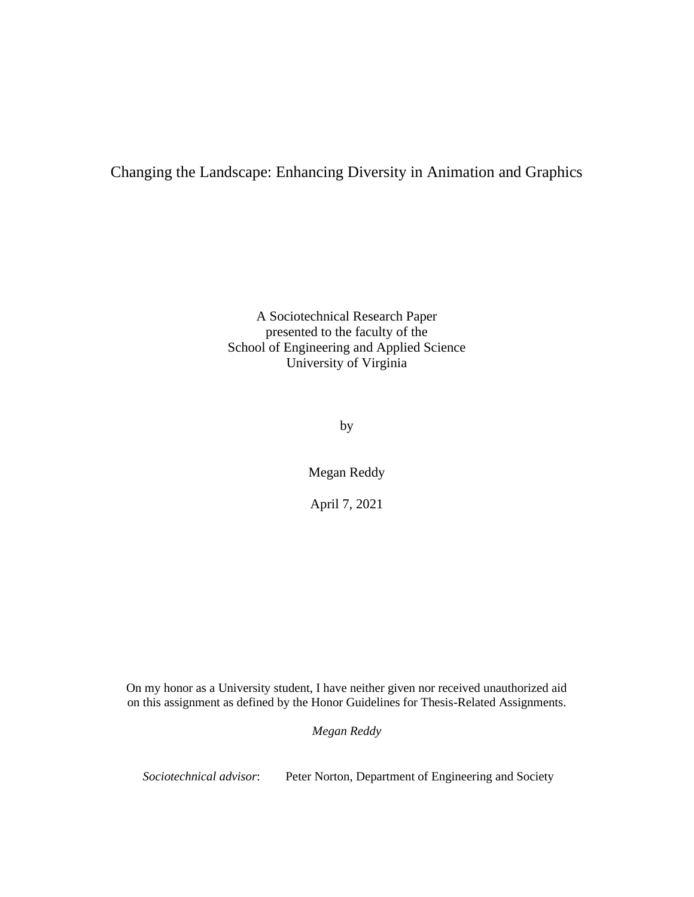# Changing the Landscape: Enhancing Diversity in Animation and Graphics

A Sociotechnical Research Paper
presented to the faculty of the
School of Engineering and Applied Science
University of Virginia

by

Megan Reddy

April 7, 2021

On my honor as a University student, I have neither given nor received unauthorized aid on this assignment as defined by the Honor Guidelines for Thesis-Related Assignments.

*Megan Reddy*

*Sociotechnical advisor*: Peter Norton, Department of Engineering and Society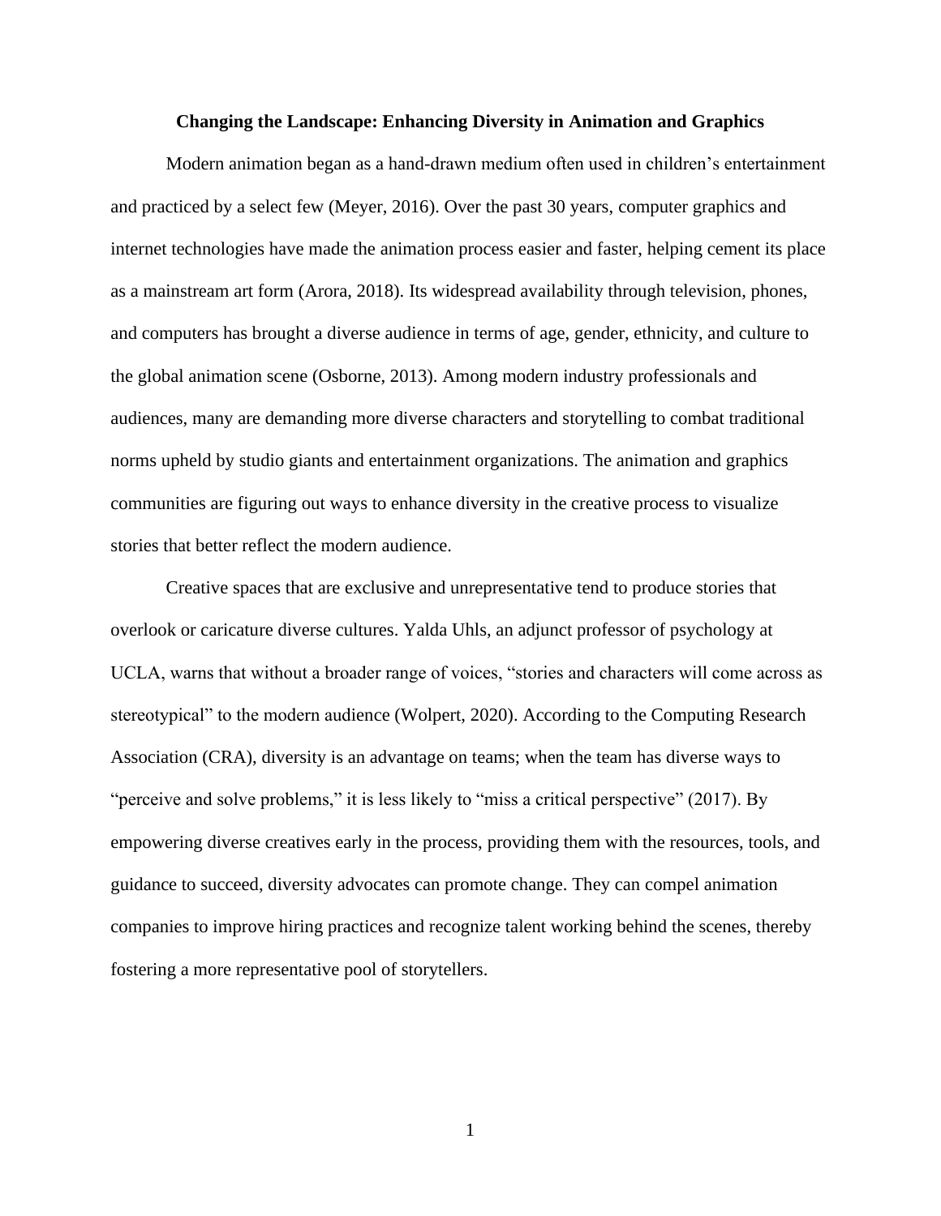# Changing the Landscape: Enhancing Diversity in Animation and Graphics

Modern animation began as a hand-drawn medium often used in children's entertainment and practiced by a select few (Meyer, 2016). Over the past 30 years, computer graphics and internet technologies have made the animation process easier and faster, helping cement its place as a mainstream art form (Arora, 2018). Its widespread availability through television, phones, and computers has brought a diverse audience in terms of age, gender, ethnicity, and culture to the global animation scene (Osborne, 2013). Among modern industry professionals and audiences, many are demanding more diverse characters and storytelling to combat traditional norms upheld by studio giants and entertainment organizations. The animation and graphics communities are figuring out ways to enhance diversity in the creative process to visualize stories that better reflect the modern audience.

Creative spaces that are exclusive and unrepresentative tend to produce stories that overlook or caricature diverse cultures. Yalda Uhls, an adjunct professor of psychology at UCLA, warns that without a broader range of voices, "stories and characters will come across as stereotypical" to the modern audience (Wolpert, 2020). According to the Computing Research Association (CRA), diversity is an advantage on teams; when the team has diverse ways to "perceive and solve problems," it is less likely to "miss a critical perspective" (2017). By empowering diverse creatives early in the process, providing them with the resources, tools, and guidance to succeed, diversity advocates can promote change. They can compel animation companies to improve hiring practices and recognize talent working behind the scenes, thereby fostering a more representative pool of storytellers.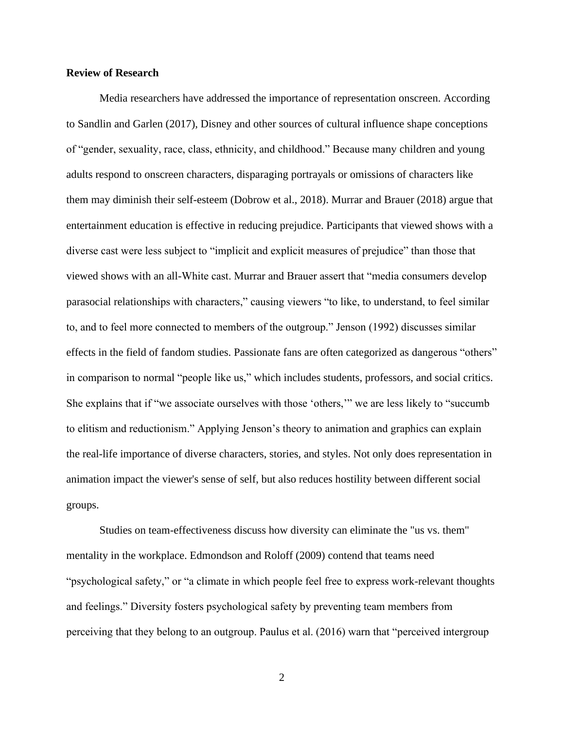**Review of Research**

Media researchers have addressed the importance of representation onscreen. According to Sandlin and Garlen (2017), Disney and other sources of cultural influence shape conceptions of "gender, sexuality, race, class, ethnicity, and childhood." Because many children and young adults respond to onscreen characters, disparaging portrayals or omissions of characters like them may diminish their self-esteem (Dobrow et al., 2018). Murrar and Brauer (2018) argue that entertainment education is effective in reducing prejudice. Participants that viewed shows with a diverse cast were less subject to "implicit and explicit measures of prejudice" than those that viewed shows with an all-White cast. Murrar and Brauer assert that "media consumers develop parasocial relationships with characters," causing viewers "to like, to understand, to feel similar to, and to feel more connected to members of the outgroup." Jenson (1992) discusses similar effects in the field of fandom studies. Passionate fans are often categorized as dangerous "others" in comparison to normal "people like us," which includes students, professors, and social critics. She explains that if "we associate ourselves with those 'others,'" we are less likely to "succumb to elitism and reductionism." Applying Jenson's theory to animation and graphics can explain the real-life importance of diverse characters, stories, and styles. Not only does representation in animation impact the viewer's sense of self, but also reduces hostility between different social groups.

Studies on team-effectiveness discuss how diversity can eliminate the "us vs. them" mentality in the workplace. Edmondson and Roloff (2009) contend that teams need "psychological safety," or "a climate in which people feel free to express work-relevant thoughts and feelings." Diversity fosters psychological safety by preventing team members from perceiving that they belong to an outgroup. Paulus et al. (2016) warn that "perceived intergroup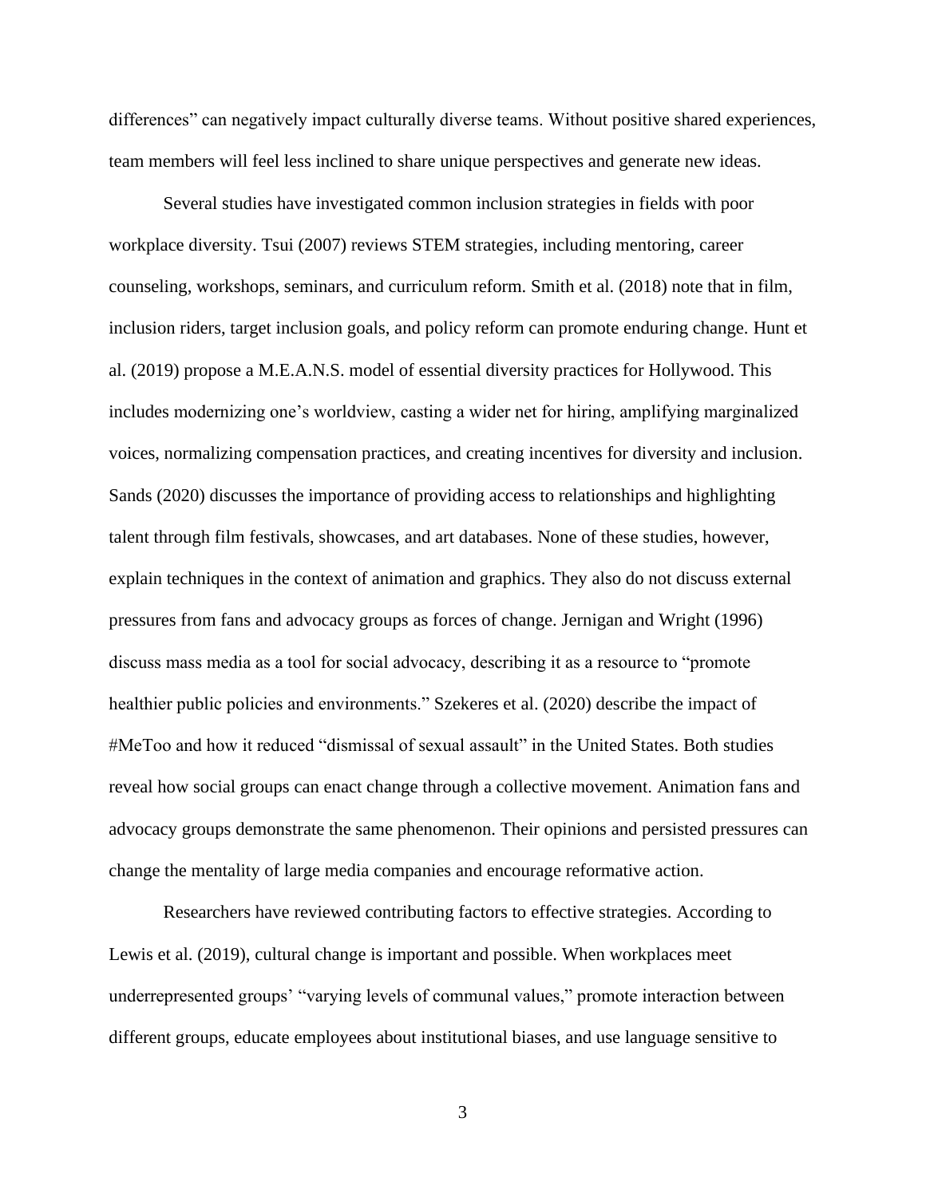differences" can negatively impact culturally diverse teams. Without positive shared experiences, team members will feel less inclined to share unique perspectives and generate new ideas.

Several studies have investigated common inclusion strategies in fields with poor workplace diversity. Tsui (2007) reviews STEM strategies, including mentoring, career counseling, workshops, seminars, and curriculum reform. Smith et al. (2018) note that in film, inclusion riders, target inclusion goals, and policy reform can promote enduring change. Hunt et al. (2019) propose a M.E.A.N.S. model of essential diversity practices for Hollywood. This includes modernizing one's worldview, casting a wider net for hiring, amplifying marginalized voices, normalizing compensation practices, and creating incentives for diversity and inclusion. Sands (2020) discusses the importance of providing access to relationships and highlighting talent through film festivals, showcases, and art databases. None of these studies, however, explain techniques in the context of animation and graphics. They also do not discuss external pressures from fans and advocacy groups as forces of change. Jernigan and Wright (1996) discuss mass media as a tool for social advocacy, describing it as a resource to "promote healthier public policies and environments." Szekeres et al. (2020) describe the impact of #MeToo and how it reduced "dismissal of sexual assault" in the United States. Both studies reveal how social groups can enact change through a collective movement. Animation fans and advocacy groups demonstrate the same phenomenon. Their opinions and persisted pressures can change the mentality of large media companies and encourage reformative action.

Researchers have reviewed contributing factors to effective strategies. According to Lewis et al. (2019), cultural change is important and possible. When workplaces meet underrepresented groups' "varying levels of communal values," promote interaction between different groups, educate employees about institutional biases, and use language sensitive to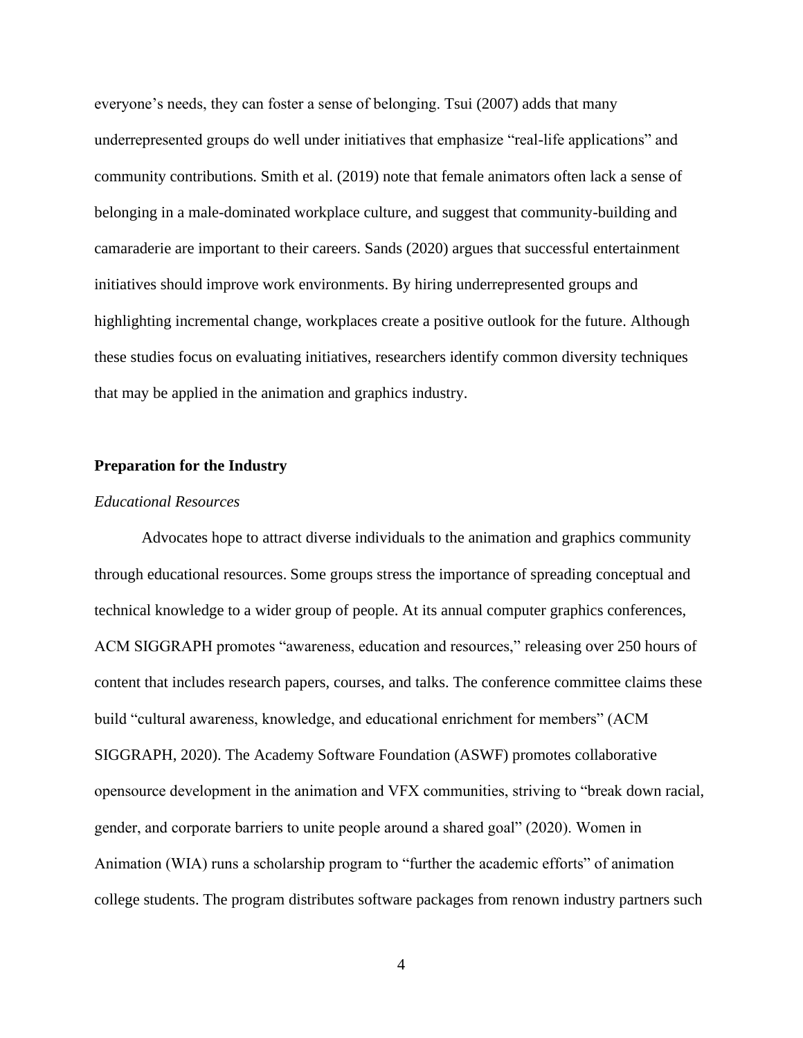everyone's needs, they can foster a sense of belonging. Tsui (2007) adds that many underrepresented groups do well under initiatives that emphasize "real-life applications" and community contributions. Smith et al. (2019) note that female animators often lack a sense of belonging in a male-dominated workplace culture, and suggest that community-building and camaraderie are important to their careers. Sands (2020) argues that successful entertainment initiatives should improve work environments. By hiring underrepresented groups and highlighting incremental change, workplaces create a positive outlook for the future. Although these studies focus on evaluating initiatives, researchers identify common diversity techniques that may be applied in the animation and graphics industry.

## Preparation for the Industry

### *Educational Resources*

Advocates hope to attract diverse individuals to the animation and graphics community through educational resources. Some groups stress the importance of spreading conceptual and technical knowledge to a wider group of people. At its annual computer graphics conferences, ACM SIGGRAPH promotes "awareness, education and resources," releasing over 250 hours of content that includes research papers, courses, and talks. The conference committee claims these build "cultural awareness, knowledge, and educational enrichment for members" (ACM SIGGRAPH, 2020). The Academy Software Foundation (ASWF) promotes collaborative opensource development in the animation and VFX communities, striving to "break down racial, gender, and corporate barriers to unite people around a shared goal" (2020). Women in Animation (WIA) runs a scholarship program to "further the academic efforts" of animation college students. The program distributes software packages from renown industry partners such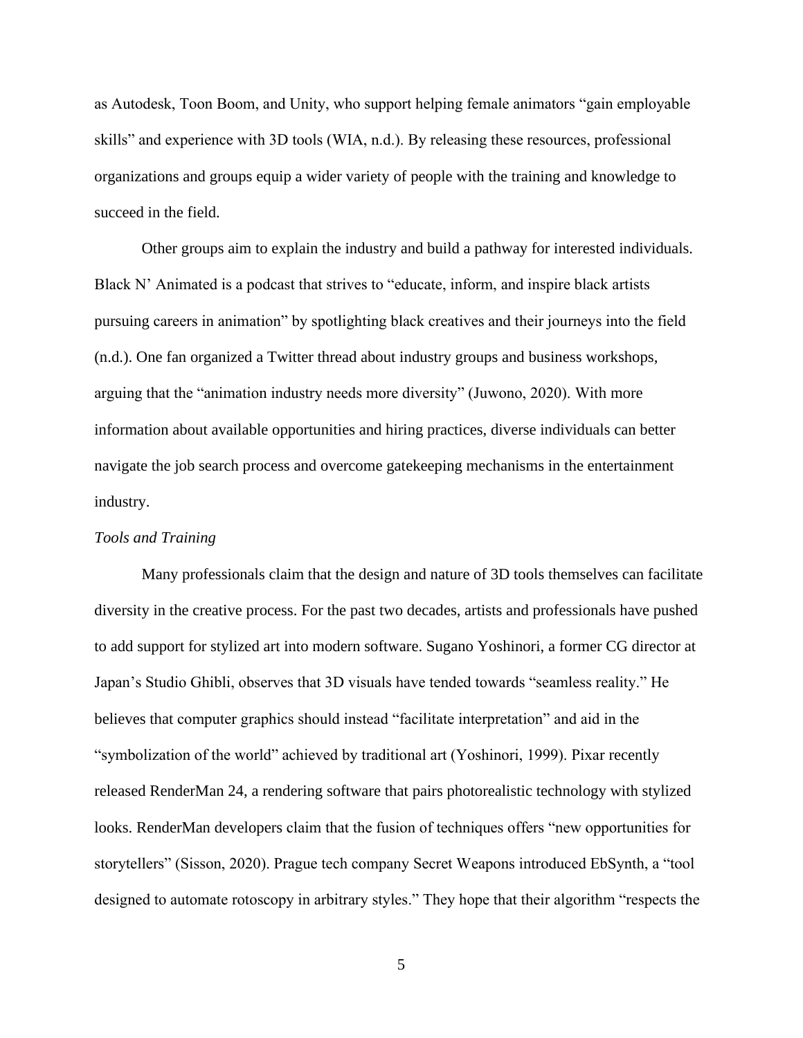as Autodesk, Toon Boom, and Unity, who support helping female animators “gain employable skills” and experience with 3D tools (WIA, n.d.). By releasing these resources, professional organizations and groups equip a wider variety of people with the training and knowledge to succeed in the field.

Other groups aim to explain the industry and build a pathway for interested individuals. Black N’ Animated is a podcast that strives to “educate, inform, and inspire black artists pursuing careers in animation” by spotlighting black creatives and their journeys into the field (n.d.). One fan organized a Twitter thread about industry groups and business workshops, arguing that the “animation industry needs more diversity” (Juwono, 2020). With more information about available opportunities and hiring practices, diverse individuals can better navigate the job search process and overcome gatekeeping mechanisms in the entertainment industry.

*Tools and Training*

Many professionals claim that the design and nature of 3D tools themselves can facilitate diversity in the creative process. For the past two decades, artists and professionals have pushed to add support for stylized art into modern software. Sugano Yoshinori, a former CG director at Japan’s Studio Ghibli, observes that 3D visuals have tended towards “seamless reality.” He believes that computer graphics should instead “facilitate interpretation” and aid in the “symbolization of the world” achieved by traditional art (Yoshinori, 1999). Pixar recently released RenderMan 24, a rendering software that pairs photorealistic technology with stylized looks. RenderMan developers claim that the fusion of techniques offers “new opportunities for storytellers” (Sisson, 2020). Prague tech company Secret Weapons introduced EbSynth, a “tool designed to automate rotoscopy in arbitrary styles.” They hope that their algorithm “respects the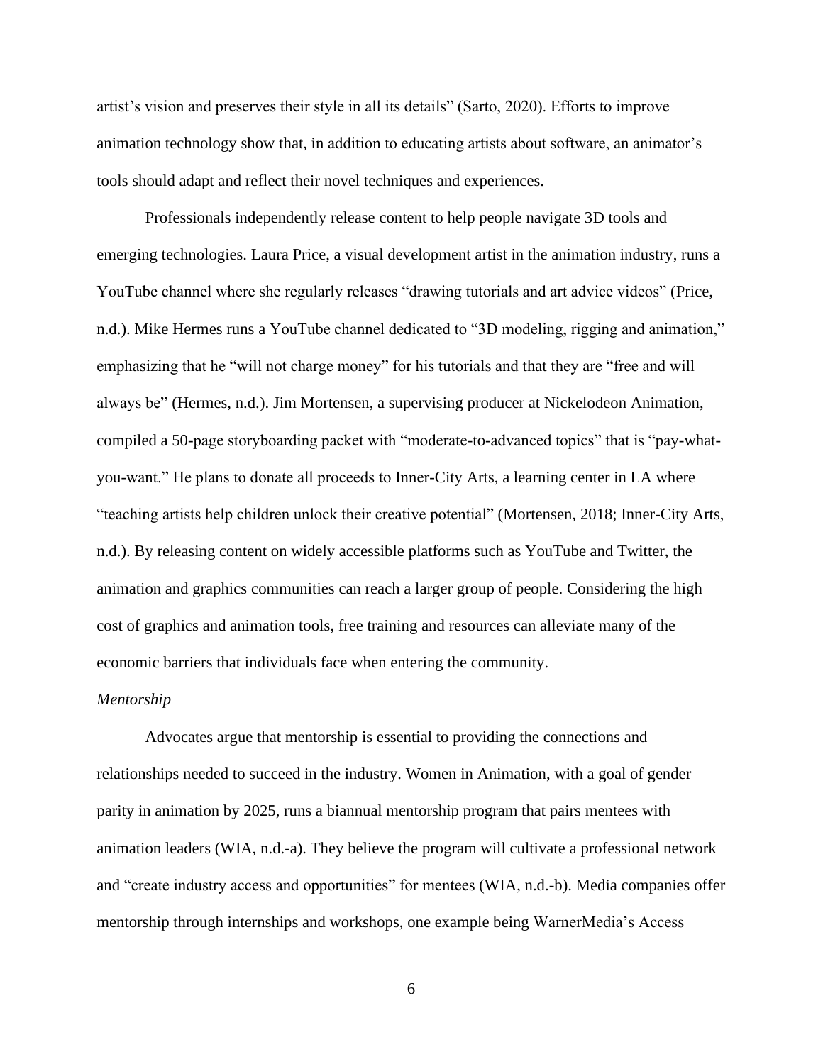artist's vision and preserves their style in all its details" (Sarto, 2020). Efforts to improve animation technology show that, in addition to educating artists about software, an animator's tools should adapt and reflect their novel techniques and experiences.

Professionals independently release content to help people navigate 3D tools and emerging technologies. Laura Price, a visual development artist in the animation industry, runs a YouTube channel where she regularly releases "drawing tutorials and art advice videos" (Price, n.d.). Mike Hermes runs a YouTube channel dedicated to "3D modeling, rigging and animation," emphasizing that he "will not charge money" for his tutorials and that they are "free and will always be" (Hermes, n.d.). Jim Mortensen, a supervising producer at Nickelodeon Animation, compiled a 50-page storyboarding packet with "moderate-to-advanced topics" that is "pay-what-you-want." He plans to donate all proceeds to Inner-City Arts, a learning center in LA where "teaching artists help children unlock their creative potential" (Mortensen, 2018; Inner-City Arts, n.d.). By releasing content on widely accessible platforms such as YouTube and Twitter, the animation and graphics communities can reach a larger group of people. Considering the high cost of graphics and animation tools, free training and resources can alleviate many of the economic barriers that individuals face when entering the community.

*Mentorship*

Advocates argue that mentorship is essential to providing the connections and relationships needed to succeed in the industry. Women in Animation, with a goal of gender parity in animation by 2025, runs a biannual mentorship program that pairs mentees with animation leaders (WIA, n.d.-a). They believe the program will cultivate a professional network and "create industry access and opportunities" for mentees (WIA, n.d.-b). Media companies offer mentorship through internships and workshops, one example being WarnerMedia's Access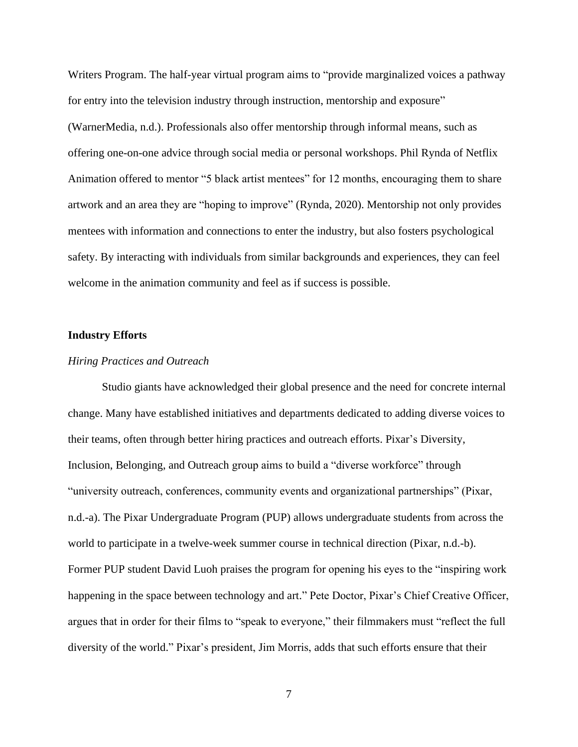Writers Program. The half-year virtual program aims to "provide marginalized voices a pathway for entry into the television industry through instruction, mentorship and exposure" (WarnerMedia, n.d.). Professionals also offer mentorship through informal means, such as offering one-on-one advice through social media or personal workshops. Phil Rynda of Netflix Animation offered to mentor "5 black artist mentees" for 12 months, encouraging them to share artwork and an area they are "hoping to improve" (Rynda, 2020). Mentorship not only provides mentees with information and connections to enter the industry, but also fosters psychological safety. By interacting with individuals from similar backgrounds and experiences, they can feel welcome in the animation community and feel as if success is possible.

**Industry Efforts**

*Hiring Practices and Outreach*

Studio giants have acknowledged their global presence and the need for concrete internal change. Many have established initiatives and departments dedicated to adding diverse voices to their teams, often through better hiring practices and outreach efforts. Pixar's Diversity, Inclusion, Belonging, and Outreach group aims to build a "diverse workforce" through "university outreach, conferences, community events and organizational partnerships" (Pixar, n.d.-a). The Pixar Undergraduate Program (PUP) allows undergraduate students from across the world to participate in a twelve-week summer course in technical direction (Pixar, n.d.-b). Former PUP student David Luoh praises the program for opening his eyes to the "inspiring work happening in the space between technology and art." Pete Doctor, Pixar's Chief Creative Officer, argues that in order for their films to "speak to everyone," their filmmakers must "reflect the full diversity of the world." Pixar's president, Jim Morris, adds that such efforts ensure that their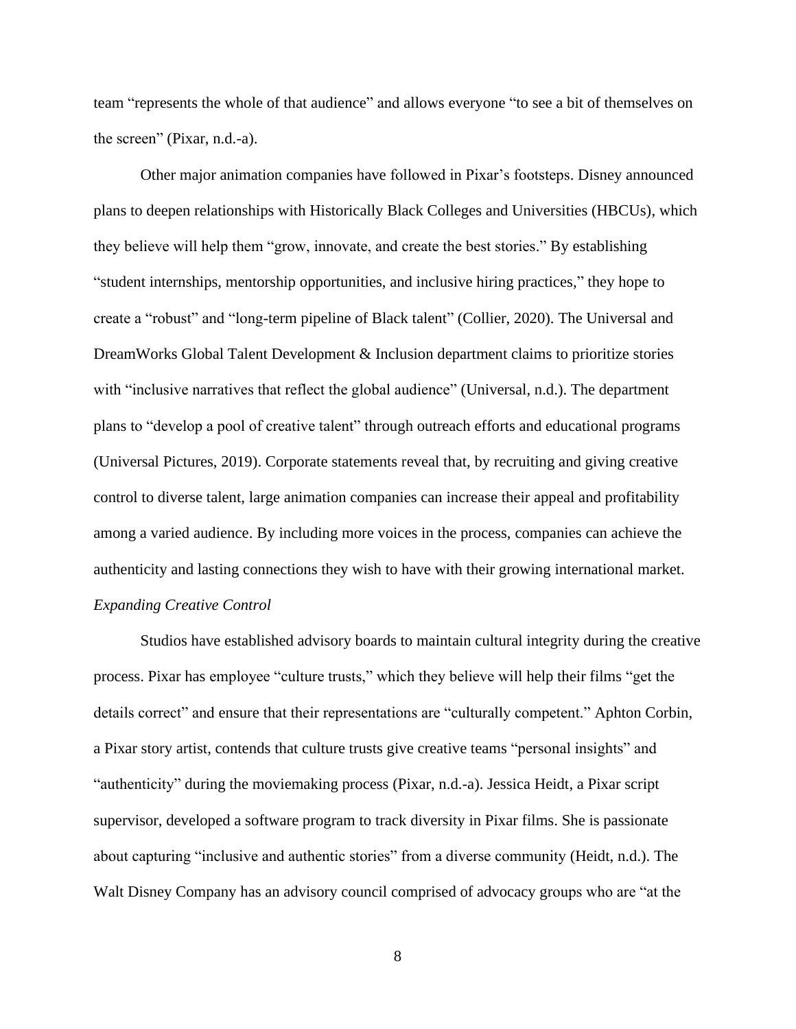team “represents the whole of that audience” and allows everyone “to see a bit of themselves on the screen” (Pixar, n.d.-a).

Other major animation companies have followed in Pixar’s footsteps. Disney announced plans to deepen relationships with Historically Black Colleges and Universities (HBCUs), which they believe will help them “grow, innovate, and create the best stories.” By establishing “student internships, mentorship opportunities, and inclusive hiring practices,” they hope to create a “robust” and “long-term pipeline of Black talent” (Collier, 2020). The Universal and DreamWorks Global Talent Development & Inclusion department claims to prioritize stories with “inclusive narratives that reflect the global audience” (Universal, n.d.). The department plans to “develop a pool of creative talent” through outreach efforts and educational programs (Universal Pictures, 2019). Corporate statements reveal that, by recruiting and giving creative control to diverse talent, large animation companies can increase their appeal and profitability among a varied audience. By including more voices in the process, companies can achieve the authenticity and lasting connections they wish to have with their growing international market.

*Expanding Creative Control*

Studios have established advisory boards to maintain cultural integrity during the creative process. Pixar has employee “culture trusts,” which they believe will help their films “get the details correct” and ensure that their representations are “culturally competent.” Aphton Corbin, a Pixar story artist, contends that culture trusts give creative teams “personal insights” and “authenticity” during the moviemaking process (Pixar, n.d.-a). Jessica Heidt, a Pixar script supervisor, developed a software program to track diversity in Pixar films. She is passionate about capturing “inclusive and authentic stories” from a diverse community (Heidt, n.d.). The Walt Disney Company has an advisory council comprised of advocacy groups who are “at the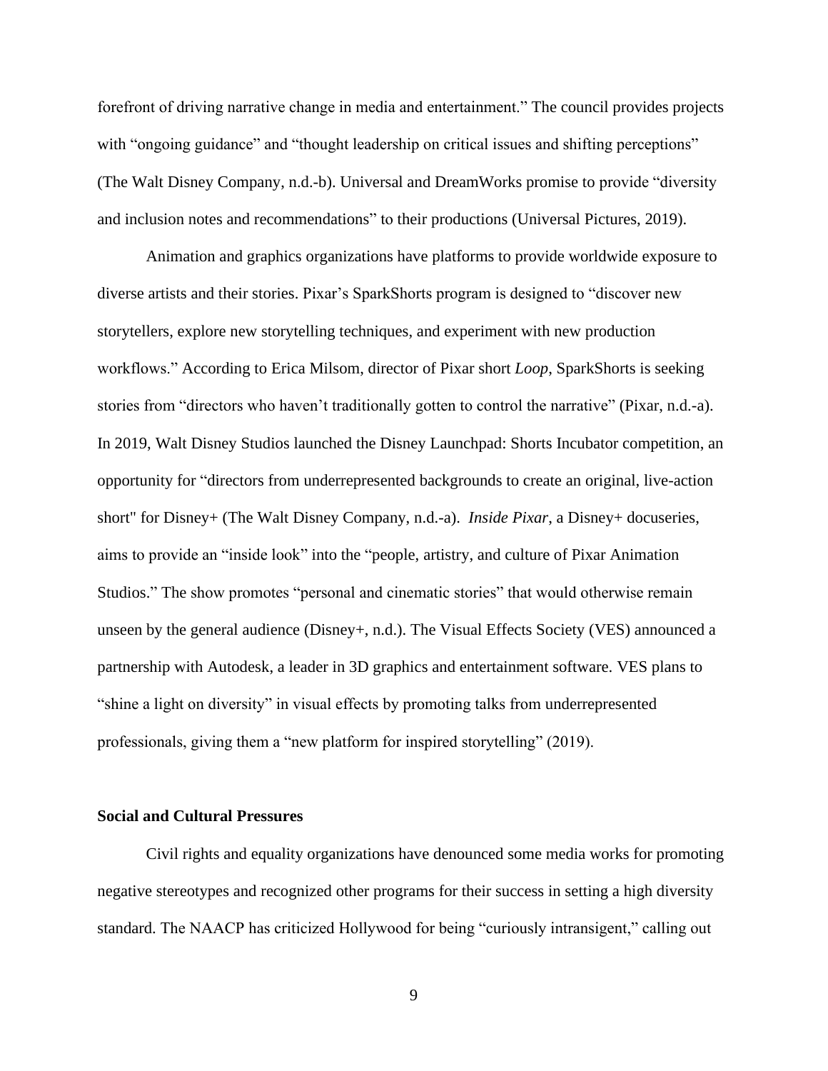forefront of driving narrative change in media and entertainment." The council provides projects with "ongoing guidance" and "thought leadership on critical issues and shifting perceptions" (The Walt Disney Company, n.d.-b). Universal and DreamWorks promise to provide "diversity and inclusion notes and recommendations" to their productions (Universal Pictures, 2019).

Animation and graphics organizations have platforms to provide worldwide exposure to diverse artists and their stories. Pixar's SparkShorts program is designed to "discover new storytellers, explore new storytelling techniques, and experiment with new production workflows." According to Erica Milsom, director of Pixar short *Loop*, SparkShorts is seeking stories from "directors who haven't traditionally gotten to control the narrative" (Pixar, n.d.-a). In 2019, Walt Disney Studios launched the Disney Launchpad: Shorts Incubator competition, an opportunity for "directors from underrepresented backgrounds to create an original, live-action short" for Disney+ (The Walt Disney Company, n.d.-a). *Inside Pixar*, a Disney+ docuseries, aims to provide an "inside look" into the "people, artistry, and culture of Pixar Animation Studios." The show promotes "personal and cinematic stories" that would otherwise remain unseen by the general audience (Disney+, n.d.). The Visual Effects Society (VES) announced a partnership with Autodesk, a leader in 3D graphics and entertainment software. VES plans to "shine a light on diversity" in visual effects by promoting talks from underrepresented professionals, giving them a "new platform for inspired storytelling" (2019).

**Social and Cultural Pressures**

Civil rights and equality organizations have denounced some media works for promoting negative stereotypes and recognized other programs for their success in setting a high diversity standard. The NAACP has criticized Hollywood for being "curiously intransigent," calling out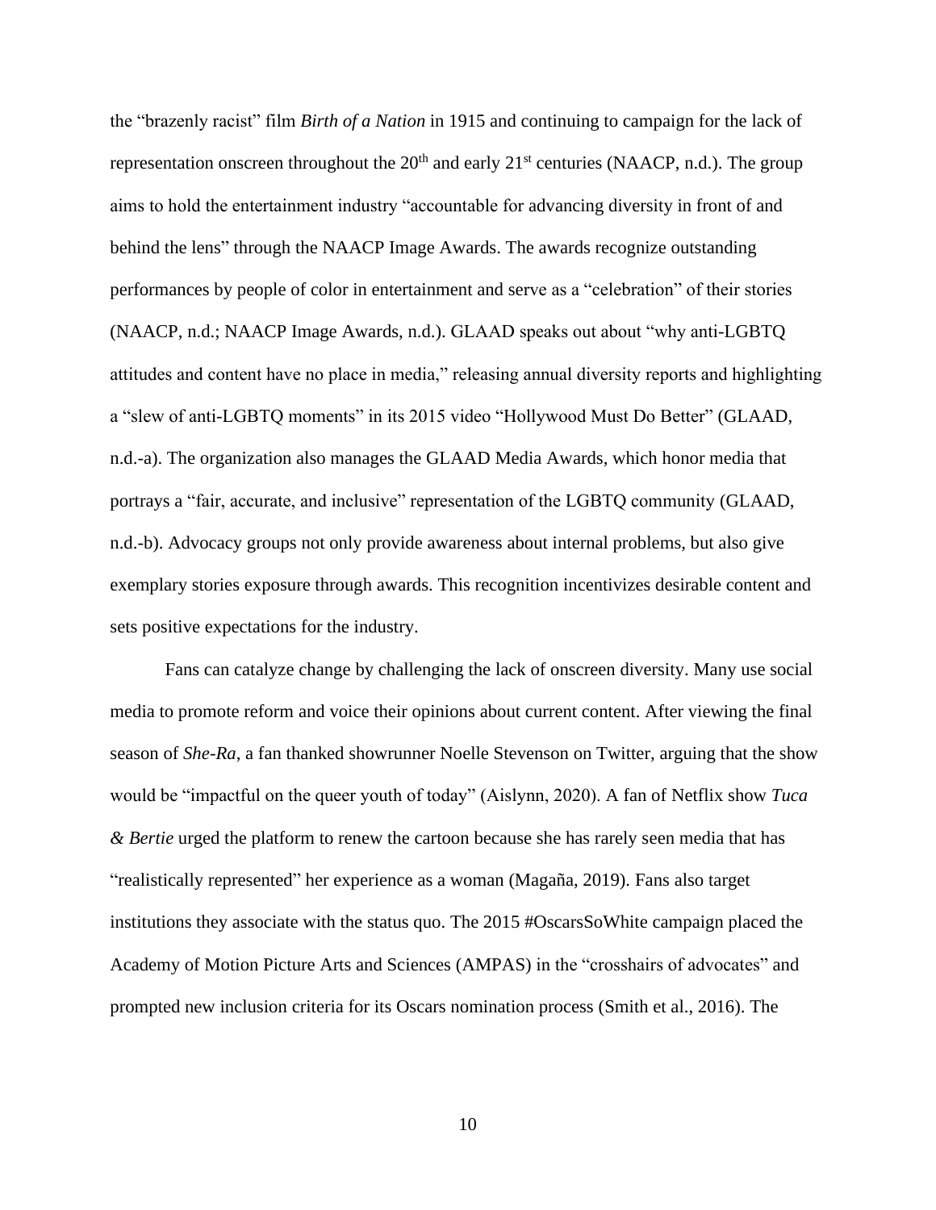the “brazenly racist” film *Birth of a Nation* in 1915 and continuing to campaign for the lack of representation onscreen throughout the 20th and early 21st centuries (NAACP, n.d.). The group aims to hold the entertainment industry “accountable for advancing diversity in front of and behind the lens” through the NAACP Image Awards. The awards recognize outstanding performances by people of color in entertainment and serve as a “celebration” of their stories (NAACP, n.d.; NAACP Image Awards, n.d.). GLAAD speaks out about “why anti-LGBTQ attitudes and content have no place in media,” releasing annual diversity reports and highlighting a “slew of anti-LGBTQ moments” in its 2015 video “Hollywood Must Do Better” (GLAAD, n.d.-a). The organization also manages the GLAAD Media Awards, which honor media that portrays a “fair, accurate, and inclusive” representation of the LGBTQ community (GLAAD, n.d.-b). Advocacy groups not only provide awareness about internal problems, but also give exemplary stories exposure through awards. This recognition incentivizes desirable content and sets positive expectations for the industry.

Fans can catalyze change by challenging the lack of onscreen diversity. Many use social media to promote reform and voice their opinions about current content. After viewing the final season of *She-Ra*, a fan thanked showrunner Noelle Stevenson on Twitter, arguing that the show would be “impactful on the queer youth of today” (Aislynn, 2020). A fan of Netflix show *Tuca & Bertie* urged the platform to renew the cartoon because she has rarely seen media that has “realistically represented” her experience as a woman (Magaña, 2019). Fans also target institutions they associate with the status quo. The 2015 #OscarsSoWhite campaign placed the Academy of Motion Picture Arts and Sciences (AMPAS) in the “crosshairs of advocates” and prompted new inclusion criteria for its Oscars nomination process (Smith et al., 2016). The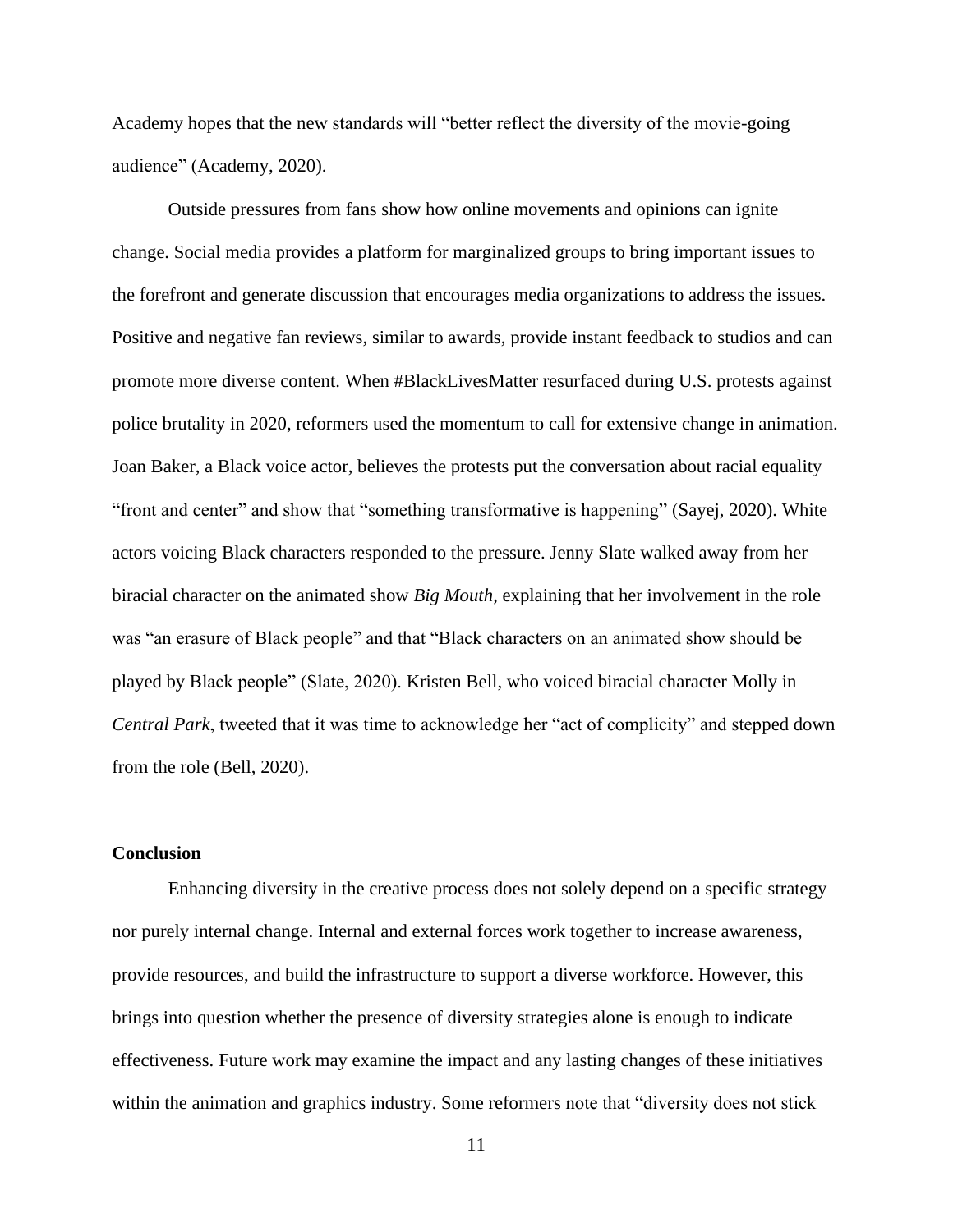Academy hopes that the new standards will "better reflect the diversity of the movie-going audience" (Academy, 2020).

Outside pressures from fans show how online movements and opinions can ignite change. Social media provides a platform for marginalized groups to bring important issues to the forefront and generate discussion that encourages media organizations to address the issues. Positive and negative fan reviews, similar to awards, provide instant feedback to studios and can promote more diverse content. When #BlackLivesMatter resurfaced during U.S. protests against police brutality in 2020, reformers used the momentum to call for extensive change in animation. Joan Baker, a Black voice actor, believes the protests put the conversation about racial equality "front and center" and show that "something transformative is happening" (Sayej, 2020). White actors voicing Black characters responded to the pressure. Jenny Slate walked away from her biracial character on the animated show *Big Mouth*, explaining that her involvement in the role was "an erasure of Black people" and that "Black characters on an animated show should be played by Black people" (Slate, 2020). Kristen Bell, who voiced biracial character Molly in *Central Park*, tweeted that it was time to acknowledge her "act of complicity" and stepped down from the role (Bell, 2020).

**Conclusion**

Enhancing diversity in the creative process does not solely depend on a specific strategy nor purely internal change. Internal and external forces work together to increase awareness, provide resources, and build the infrastructure to support a diverse workforce. However, this brings into question whether the presence of diversity strategies alone is enough to indicate effectiveness. Future work may examine the impact and any lasting changes of these initiatives within the animation and graphics industry. Some reformers note that "diversity does not stick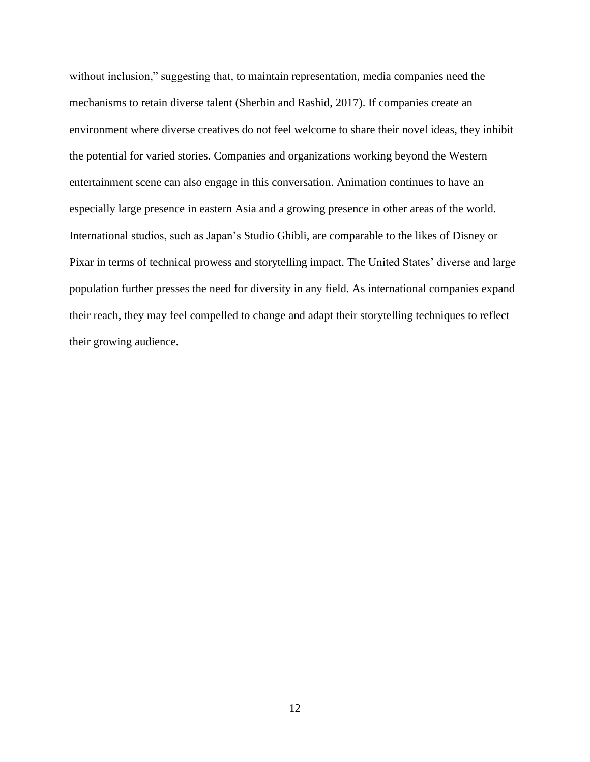without inclusion," suggesting that, to maintain representation, media companies need the mechanisms to retain diverse talent (Sherbin and Rashid, 2017). If companies create an environment where diverse creatives do not feel welcome to share their novel ideas, they inhibit the potential for varied stories. Companies and organizations working beyond the Western entertainment scene can also engage in this conversation. Animation continues to have an especially large presence in eastern Asia and a growing presence in other areas of the world. International studios, such as Japan's Studio Ghibli, are comparable to the likes of Disney or Pixar in terms of technical prowess and storytelling impact. The United States' diverse and large population further presses the need for diversity in any field. As international companies expand their reach, they may feel compelled to change and adapt their storytelling techniques to reflect their growing audience.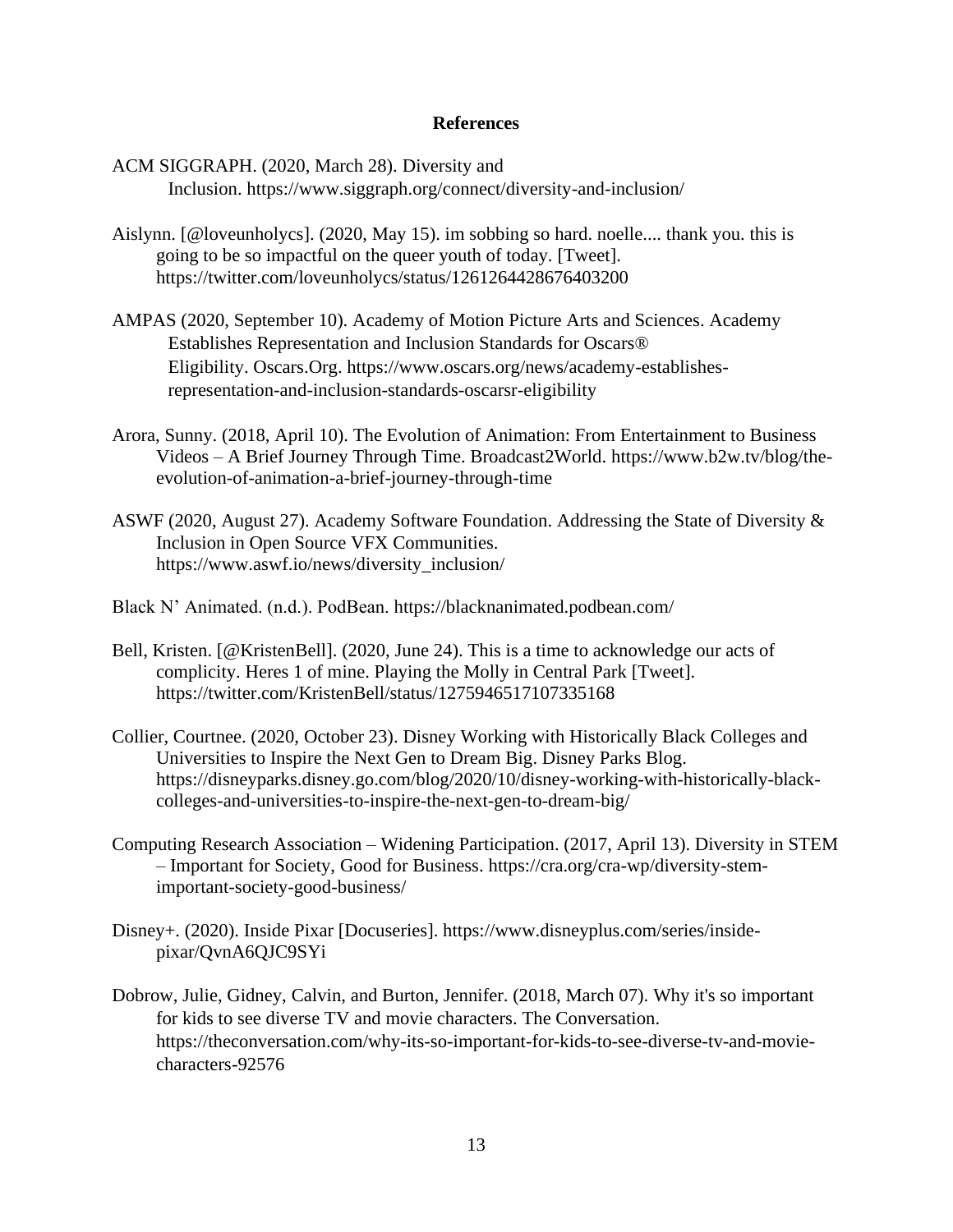# References

ACM SIGGRAPH. (2020, March 28). Diversity and Inclusion. https://www.siggraph.org/connect/diversity-and-inclusion/

Aislynn. [@loveunholycs]. (2020, May 15). im sobbing so hard. noelle.... thank you. this is going to be so impactful on the queer youth of today. [Tweet]. https://twitter.com/loveunholycs/status/1261264428676403200

AMPAS (2020, September 10). Academy of Motion Picture Arts and Sciences. Academy Establishes Representation and Inclusion Standards for Oscars® Eligibility. Oscars.Org. https://www.oscars.org/news/academy-establishes-representation-and-inclusion-standards-oscarsr-eligibility

Arora, Sunny. (2018, April 10). The Evolution of Animation: From Entertainment to Business Videos – A Brief Journey Through Time. Broadcast2World. https://www.b2w.tv/blog/the-evolution-of-animation-a-brief-journey-through-time

ASWF (2020, August 27). Academy Software Foundation. Addressing the State of Diversity & Inclusion in Open Source VFX Communities. https://www.aswf.io/news/diversity_inclusion/

Black N' Animated. (n.d.). PodBean. https://blacknanimated.podbean.com/

Bell, Kristen. [@KristenBell]. (2020, June 24). This is a time to acknowledge our acts of complicity. Heres 1 of mine. Playing the Molly in Central Park [Tweet]. https://twitter.com/KristenBell/status/1275946517107335168

Collier, Courtnee. (2020, October 23). Disney Working with Historically Black Colleges and Universities to Inspire the Next Gen to Dream Big. Disney Parks Blog. https://disneyparks.disney.go.com/blog/2020/10/disney-working-with-historically-black-colleges-and-universities-to-inspire-the-next-gen-to-dream-big/

Computing Research Association – Widening Participation. (2017, April 13). Diversity in STEM – Important for Society, Good for Business. https://cra.org/cra-wp/diversity-stem-important-society-good-business/

Disney+. (2020). Inside Pixar [Docuseries]. https://www.disneyplus.com/series/inside-pixar/QvnA6QJC9SYi

Dobrow, Julie, Gidney, Calvin, and Burton, Jennifer. (2018, March 07). Why it's so important for kids to see diverse TV and movie characters. The Conversation. https://theconversation.com/why-its-so-important-for-kids-to-see-diverse-tv-and-movie-characters-92576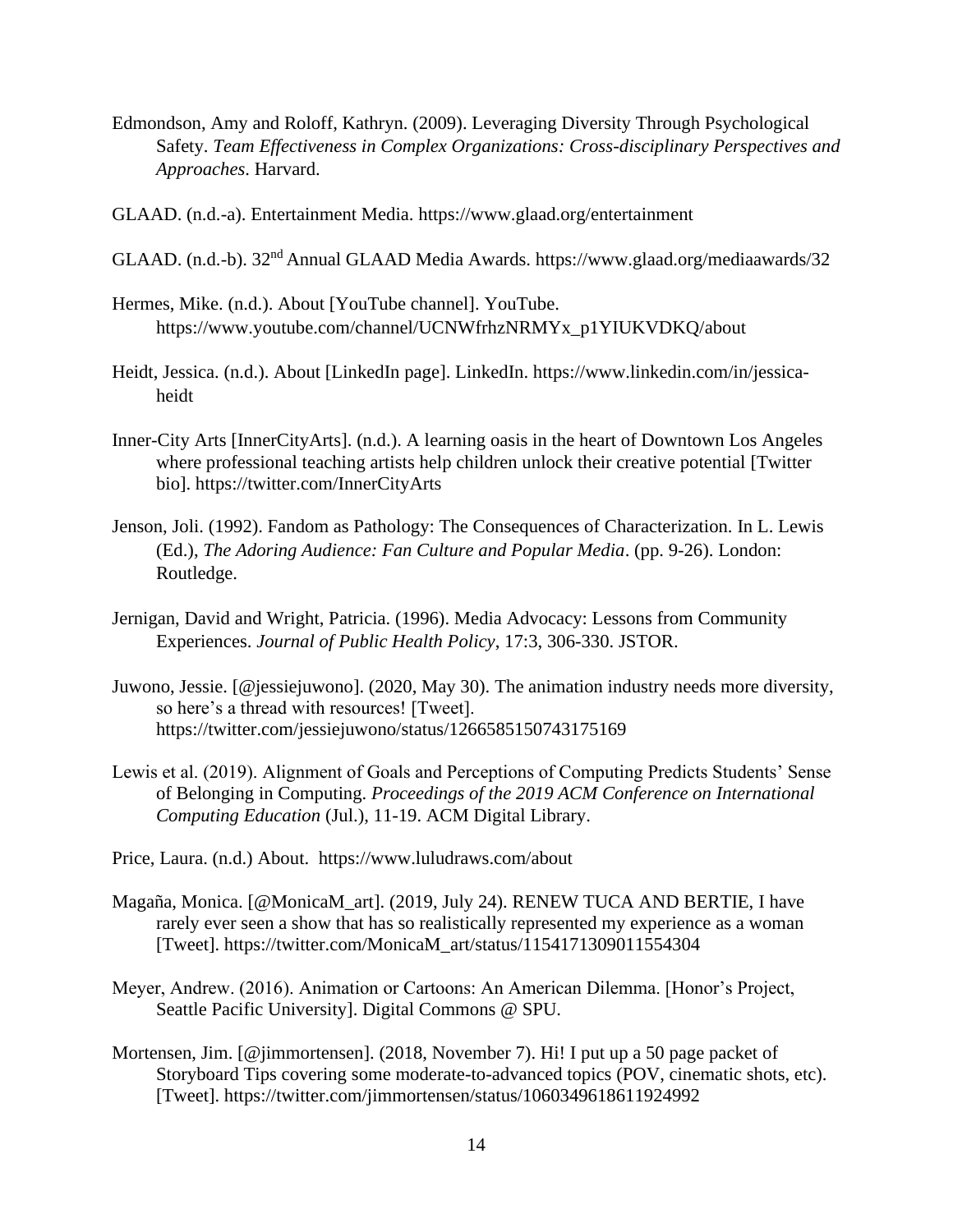Edmondson, Amy and Roloff, Kathryn. (2009). Leveraging Diversity Through Psychological Safety. *Team Effectiveness in Complex Organizations: Cross-disciplinary Perspectives and Approaches*. Harvard.

GLAAD. (n.d.-a). Entertainment Media. https://www.glaad.org/entertainment

GLAAD. (n.d.-b). 32nd Annual GLAAD Media Awards. https://www.glaad.org/mediaawards/32

Hermes, Mike. (n.d.). About [YouTube channel]. YouTube. https://www.youtube.com/channel/UCNWfrhzNRMYx_p1YIUKVDKQ/about

Heidt, Jessica. (n.d.). About [LinkedIn page]. LinkedIn. https://www.linkedin.com/in/jessica-heidt

Inner-City Arts [InnerCityArts]. (n.d.). A learning oasis in the heart of Downtown Los Angeles where professional teaching artists help children unlock their creative potential [Twitter bio]. https://twitter.com/InnerCityArts

Jenson, Joli. (1992). Fandom as Pathology: The Consequences of Characterization. In L. Lewis (Ed.), *The Adoring Audience: Fan Culture and Popular Media*. (pp. 9-26). London: Routledge.

Jernigan, David and Wright, Patricia. (1996). Media Advocacy: Lessons from Community Experiences. *Journal of Public Health Policy*, 17:3, 306-330. JSTOR.

Juwono, Jessie. [@jessiejuwono]. (2020, May 30). The animation industry needs more diversity, so here's a thread with resources! [Tweet]. https://twitter.com/jessiejuwono/status/1266585150743175169

Lewis et al. (2019). Alignment of Goals and Perceptions of Computing Predicts Students' Sense of Belonging in Computing. *Proceedings of the 2019 ACM Conference on International Computing Education* (Jul.), 11-19. ACM Digital Library.

Price, Laura. (n.d.) About. https://www.luludraws.com/about

Magaña, Monica. [@MonicaM_art]. (2019, July 24). RENEW TUCA AND BERTIE, I have rarely ever seen a show that has so realistically represented my experience as a woman [Tweet]. https://twitter.com/MonicaM_art/status/1154171309011554304

Meyer, Andrew. (2016). Animation or Cartoons: An American Dilemma. [Honor's Project, Seattle Pacific University]. Digital Commons @ SPU.

Mortensen, Jim. [@jimmortensen]. (2018, November 7). Hi! I put up a 50 page packet of Storyboard Tips covering some moderate-to-advanced topics (POV, cinematic shots, etc). [Tweet]. https://twitter.com/jimmortensen/status/1060349618611924992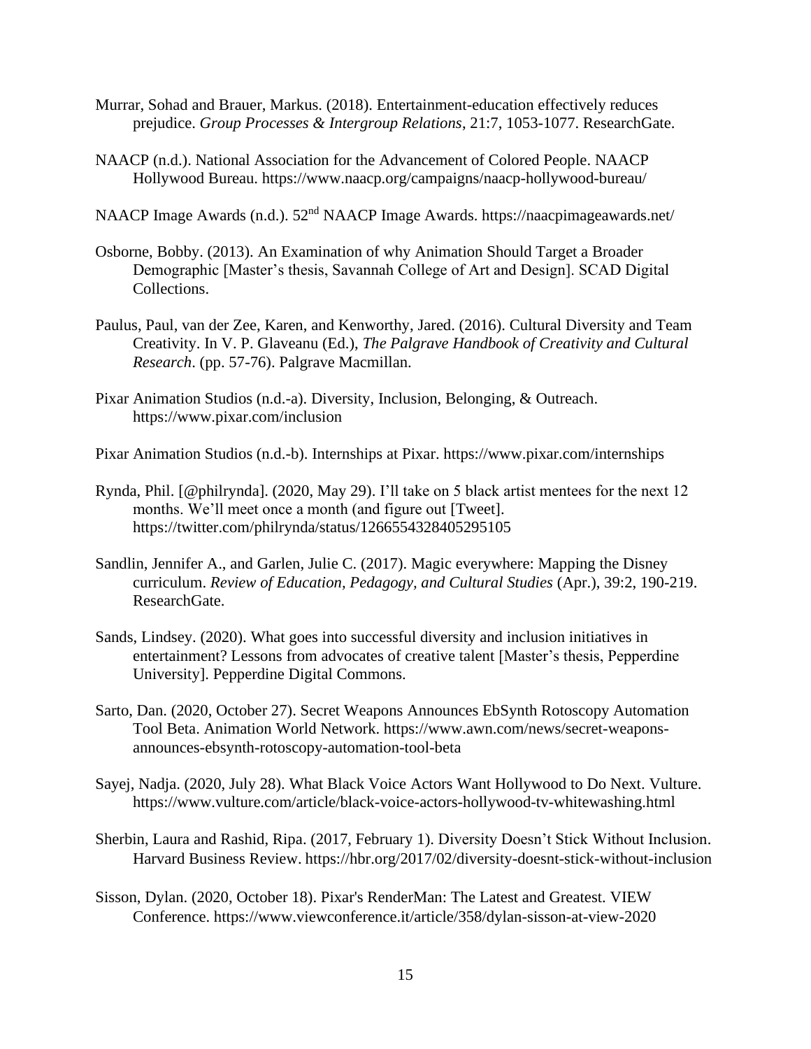Murrar, Sohad and Brauer, Markus. (2018). Entertainment-education effectively reduces prejudice. *Group Processes & Intergroup Relations*, 21:7, 1053-1077. ResearchGate.

NAACP (n.d.). National Association for the Advancement of Colored People. NAACP Hollywood Bureau. https://www.naacp.org/campaigns/naacp-hollywood-bureau/

NAACP Image Awards (n.d.). 52nd NAACP Image Awards. https://naacpimageawards.net/

Osborne, Bobby. (2013). An Examination of why Animation Should Target a Broader Demographic [Master's thesis, Savannah College of Art and Design]. SCAD Digital Collections.

Paulus, Paul, van der Zee, Karen, and Kenworthy, Jared. (2016). Cultural Diversity and Team Creativity. In V. P. Glaveanu (Ed.), *The Palgrave Handbook of Creativity and Cultural Research*. (pp. 57-76). Palgrave Macmillan.

Pixar Animation Studios (n.d.-a). Diversity, Inclusion, Belonging, & Outreach. https://www.pixar.com/inclusion

Pixar Animation Studios (n.d.-b). Internships at Pixar. https://www.pixar.com/internships

Rynda, Phil. [@philrynda]. (2020, May 29). I'll take on 5 black artist mentees for the next 12 months. We'll meet once a month (and figure out [Tweet]. https://twitter.com/philrynda/status/1266554328405295105

Sandlin, Jennifer A., and Garlen, Julie C. (2017). Magic everywhere: Mapping the Disney curriculum. *Review of Education, Pedagogy, and Cultural Studies* (Apr.), 39:2, 190-219. ResearchGate.

Sands, Lindsey. (2020). What goes into successful diversity and inclusion initiatives in entertainment? Lessons from advocates of creative talent [Master's thesis, Pepperdine University]. Pepperdine Digital Commons.

Sarto, Dan. (2020, October 27). Secret Weapons Announces EbSynth Rotoscopy Automation Tool Beta. Animation World Network. https://www.awn.com/news/secret-weapons-announces-ebsynth-rotoscopy-automation-tool-beta

Sayej, Nadja. (2020, July 28). What Black Voice Actors Want Hollywood to Do Next. Vulture. https://www.vulture.com/article/black-voice-actors-hollywood-tv-whitewashing.html

Sherbin, Laura and Rashid, Ripa. (2017, February 1). Diversity Doesn't Stick Without Inclusion. Harvard Business Review. https://hbr.org/2017/02/diversity-doesnt-stick-without-inclusion

Sisson, Dylan. (2020, October 18). Pixar's RenderMan: The Latest and Greatest. VIEW Conference. https://www.viewconference.it/article/358/dylan-sisson-at-view-2020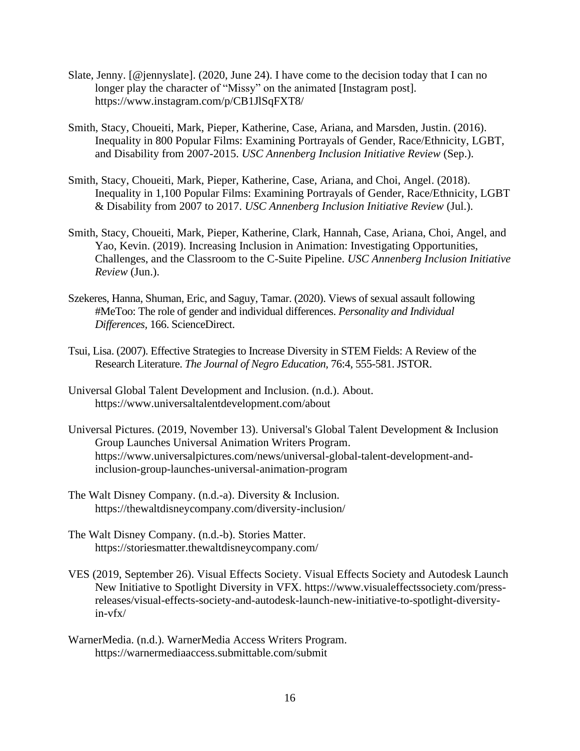Slate, Jenny. [@jennyslate]. (2020, June 24). I have come to the decision today that I can no longer play the character of "Missy" on the animated [Instagram post]. https://www.instagram.com/p/CB1JlSqFXT8/

Smith, Stacy, Choueiti, Mark, Pieper, Katherine, Case, Ariana, and Marsden, Justin. (2016). Inequality in 800 Popular Films: Examining Portrayals of Gender, Race/Ethnicity, LGBT, and Disability from 2007-2015. *USC Annenberg Inclusion Initiative Review* (Sep.).

Smith, Stacy, Choueiti, Mark, Pieper, Katherine, Case, Ariana, and Choi, Angel. (2018). Inequality in 1,100 Popular Films: Examining Portrayals of Gender, Race/Ethnicity, LGBT & Disability from 2007 to 2017. *USC Annenberg Inclusion Initiative Review* (Jul.).

Smith, Stacy, Choueiti, Mark, Pieper, Katherine, Clark, Hannah, Case, Ariana, Choi, Angel, and Yao, Kevin. (2019). Increasing Inclusion in Animation: Investigating Opportunities, Challenges, and the Classroom to the C-Suite Pipeline. *USC Annenberg Inclusion Initiative Review* (Jun.).

Szekeres, Hanna, Shuman, Eric, and Saguy, Tamar. (2020). Views of sexual assault following #MeToo: The role of gender and individual differences. *Personality and Individual Differences*, 166. ScienceDirect.

Tsui, Lisa. (2007). Effective Strategies to Increase Diversity in STEM Fields: A Review of the Research Literature. *The Journal of Negro Education*, 76:4, 555-581. JSTOR.

Universal Global Talent Development and Inclusion. (n.d.). About. https://www.universaltalentdevelopment.com/about

Universal Pictures. (2019, November 13). Universal's Global Talent Development & Inclusion Group Launches Universal Animation Writers Program. https://www.universalpictures.com/news/universal-global-talent-development-and-inclusion-group-launches-universal-animation-program

The Walt Disney Company. (n.d.-a). Diversity & Inclusion. https://thewaltdisneycompany.com/diversity-inclusion/

The Walt Disney Company. (n.d.-b). Stories Matter. https://storiesmatter.thewaltdisneycompany.com/

VES (2019, September 26). Visual Effects Society. Visual Effects Society and Autodesk Launch New Initiative to Spotlight Diversity in VFX. https://www.visualeffectssociety.com/press-releases/visual-effects-society-and-autodesk-launch-new-initiative-to-spotlight-diversity-in-vfx/

WarnerMedia. (n.d.). WarnerMedia Access Writers Program. https://warnermediaaccess.submittable.com/submit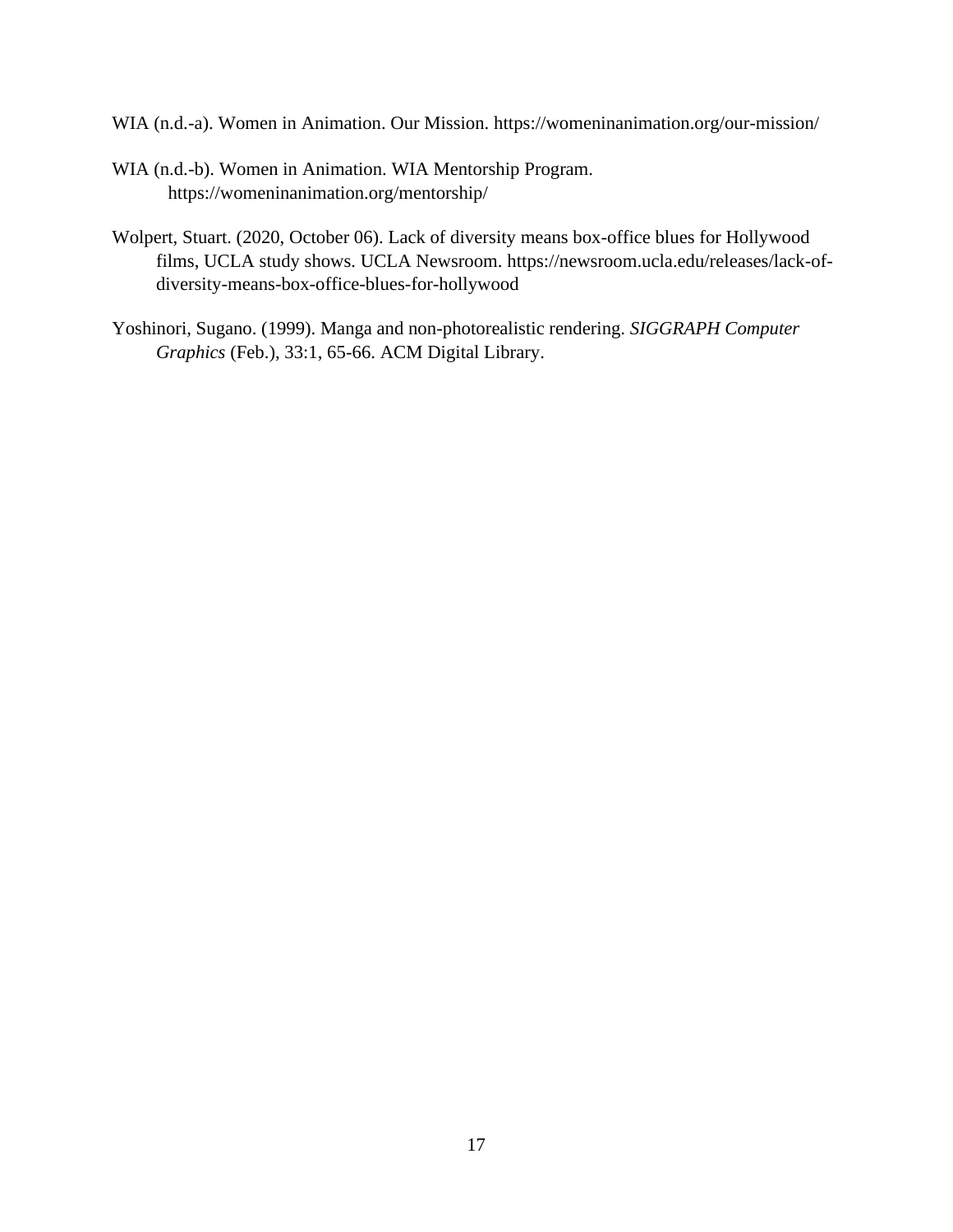WIA (n.d.-a). Women in Animation. Our Mission. https://womeninanimation.org/our-mission/

WIA (n.d.-b). Women in Animation. WIA Mentorship Program. https://womeninanimation.org/mentorship/

Wolpert, Stuart. (2020, October 06). Lack of diversity means box-office blues for Hollywood films, UCLA study shows. UCLA Newsroom. https://newsroom.ucla.edu/releases/lack-of-diversity-means-box-office-blues-for-hollywood

Yoshinori, Sugano. (1999). Manga and non-photorealistic rendering. *SIGGRAPH Computer Graphics* (Feb.), 33:1, 65-66. ACM Digital Library.